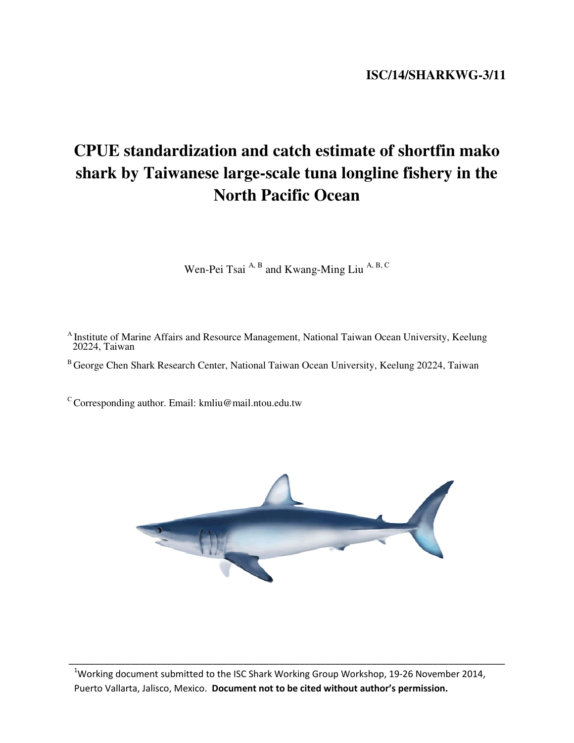**ISC/14/SHARKWG-3/11**

# CPUE standardization and catch estimate of shortfin mako shark by Taiwanese large-scale tuna longline fishery in the North Pacific Ocean

Wen-Pei Tsai [A, B] and Kwang-Ming Liu [A, B, C]

[A] Institute of Marine Affairs and Resource Management, National Taiwan Ocean University, Keelung 20224, Taiwan

[B] George Chen Shark Research Center, National Taiwan Ocean University, Keelung 20224, Taiwan

[C] Corresponding author. Email: kmliu@mail.ntou.edu.tw

---

[1]Working document submitted to the ISC Shark Working Group Workshop, 19-26 November 2014, Puerto Vallarta, Jalisco, Mexico. **Document not to be cited without author's permission.**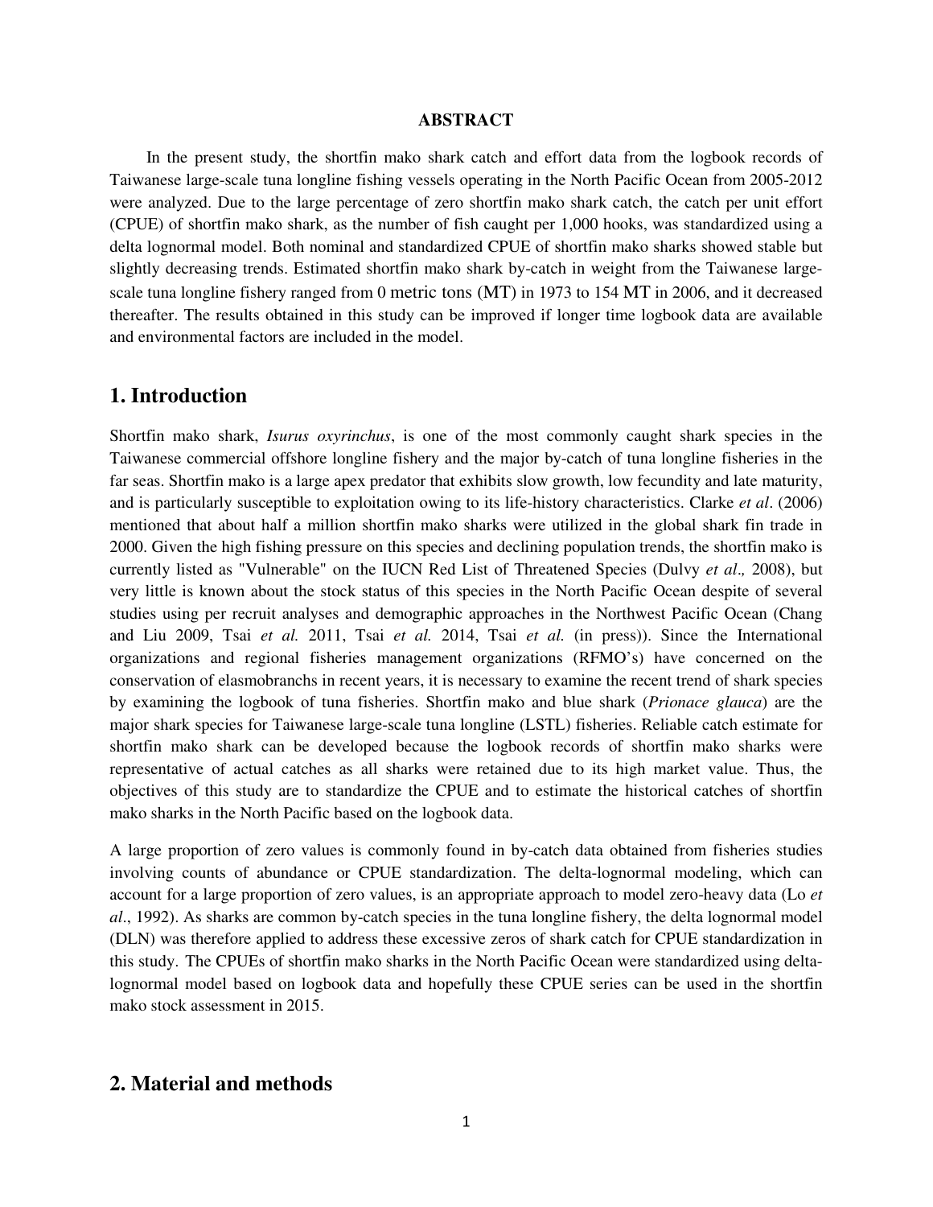**ABSTRACT**

In the present study, the shortfin mako shark catch and effort data from the logbook records of Taiwanese large-scale tuna longline fishing vessels operating in the North Pacific Ocean from 2005-2012 were analyzed. Due to the large percentage of zero shortfin mako shark catch, the catch per unit effort (CPUE) of shortfin mako shark, as the number of fish caught per 1,000 hooks, was standardized using a delta lognormal model. Both nominal and standardized CPUE of shortfin mako sharks showed stable but slightly decreasing trends. Estimated shortfin mako shark by-catch in weight from the Taiwanese large-scale tuna longline fishery ranged from 0 metric tons (MT) in 1973 to 154 MT in 2006, and it decreased thereafter. The results obtained in this study can be improved if longer time logbook data are available and environmental factors are included in the model.

## 1. Introduction

Shortfin mako shark, *Isurus oxyrinchus*, is one of the most commonly caught shark species in the Taiwanese commercial offshore longline fishery and the major by-catch of tuna longline fisheries in the far seas. Shortfin mako is a large apex predator that exhibits slow growth, low fecundity and late maturity, and is particularly susceptible to exploitation owing to its life-history characteristics. Clarke *et al*. (2006) mentioned that about half a million shortfin mako sharks were utilized in the global shark fin trade in 2000. Given the high fishing pressure on this species and declining population trends, the shortfin mako is currently listed as "Vulnerable" on the IUCN Red List of Threatened Species (Dulvy *et al*., 2008), but very little is known about the stock status of this species in the North Pacific Ocean despite of several studies using per recruit analyses and demographic approaches in the Northwest Pacific Ocean (Chang and Liu 2009, Tsai *et al.* 2011, Tsai 2014, Tsai *et al.* (in press)). Since the International organizations and regional fisheries management organizations (RFMO's) have concerned on the conservation of elasmobranchs in recent years, it is necessary to examine the recent trend of shark species by examining the logbook of tuna fisheries. Shortfin mako and blue shark (*Prionace glauca*) are the major shark species for Taiwanese large-scale tuna longline (LSTL) fisheries. Reliable catch estimate for shortfin mako shark can be developed because the logbook records of shortfin mako sharks were representative of actual catches as all sharks were retained due to its high market value. Thus, the objectives of this study are to standardize the CPUE and to estimate the historical catches of shortfin mako sharks in the North Pacific based on the logbook data.

A large proportion of zero values is commonly found in by-catch data obtained from fisheries studies involving counts of abundance or CPUE standardization. The delta-lognormal modeling, which can account for a large proportion of zero values, is an appropriate approach to model zero-heavy data (Lo *et al*., 1992). As sharks are common by-catch species in the tuna longline fishery, the delta lognormal model (DLN) was therefore applied to address these excessive zeros of shark catch for CPUE standardization in this study. The CPUEs of shortfin mako sharks in the North Pacific Ocean were standardized using delta-lognormal model based on logbook data and hopefully these CPUE series can be used in the shortfin mako stock assessment in 2015.

## 2. Material and methods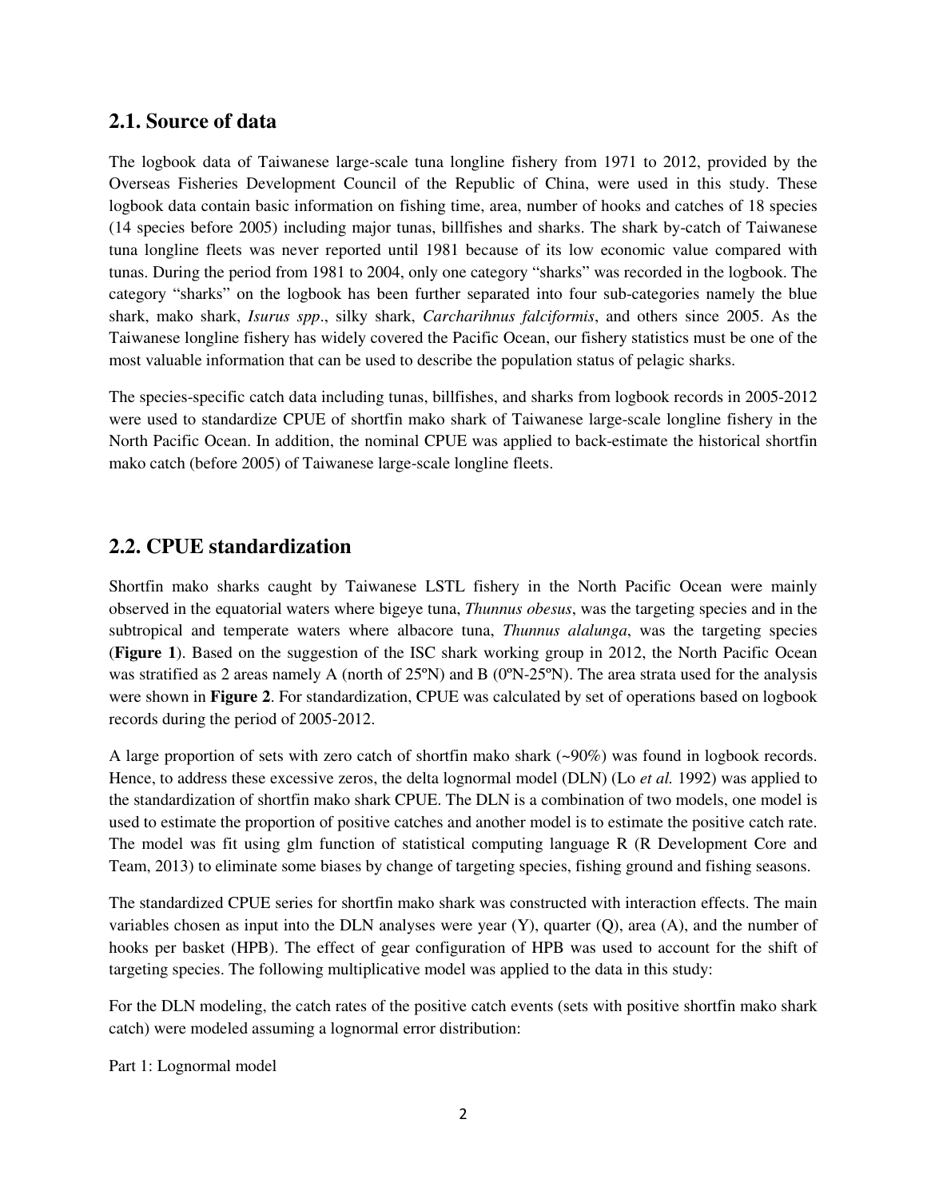## 2.1. Source of data

The logbook data of Taiwanese large-scale tuna longline fishery from 1971 to 2012, provided by the Overseas Fisheries Development Council of the Republic of China, were used in this study. These logbook data contain basic information on fishing time, area, number of hooks and catches of 18 species (14 species before 2005) including major tunas, billfishes and sharks. The shark by-catch of Taiwanese tuna longline fleets was never reported until 1981 because of its low economic value compared with tunas. During the period from 1981 to 2004, only one category "sharks" was recorded in the logbook. The category "sharks" on the logbook has been further separated into four sub-categories namely the blue shark, mako shark, *Isurus spp*., silky shark, *Carcharihnus falciformis*, and others since 2005. As the Taiwanese longline fishery has widely covered the Pacific Ocean, our fishery statistics must be one of the most valuable information that can be used to describe the population status of pelagic sharks.

The species-specific catch data including tunas, billfishes, and sharks from logbook records in 2005-2012 were used to standardize CPUE of shortfin mako shark of Taiwanese large-scale longline fishery in the North Pacific Ocean. In addition, the nominal CPUE was applied to back-estimate the historical shortfin mako catch (before 2005) of Taiwanese large-scale longline fleets.

## 2.2. CPUE standardization

Shortfin mako sharks caught by Taiwanese LSTL fishery in the North Pacific Ocean were mainly observed in the equatorial waters where bigeye tuna, *Thunnus obesus*, was the targeting species and in the subtropical and temperate waters where albacore tuna, *Thunnus alalunga*, was the targeting species (**Figure 1**). Based on the suggestion of the ISC shark working group in 2012, the North Pacific Ocean was stratified as 2 areas namely A (north of 25ºN) and B (0ºN-25ºN). The area strata used for the analysis were shown in **Figure 2**. For standardization, CPUE was calculated by set of operations based on logbook records during the period of 2005-2012.

A large proportion of sets with zero catch of shortfin mako shark (~90%) was found in logbook records. Hence, to address these excessive zeros, the delta lognormal model (DLN) (Lo *et al.* 1992) was applied to the standardization of shortfin mako shark CPUE. The DLN is a combination of two models, one model is used to estimate the proportion of positive catches and another model is to estimate the positive catch rate. The model was fit using glm function of statistical computing language R (R Development Core and Team, 2013) to eliminate some biases by change of targeting species, fishing ground and fishing seasons.

The standardized CPUE series for shortfin mako shark was constructed with interaction effects. The main variables chosen as input into the DLN analyses were year (Y), quarter (Q), area (A), and the number of hooks per basket (HPB). The effect of gear configuration of HPB was used to account for the shift of targeting species. The following multiplicative model was applied to the data in this study:

For the DLN modeling, the catch rates of the positive catch events (sets with positive shortfin mako shark catch) were modeled assuming a lognormal error distribution:

Part 1: Lognormal model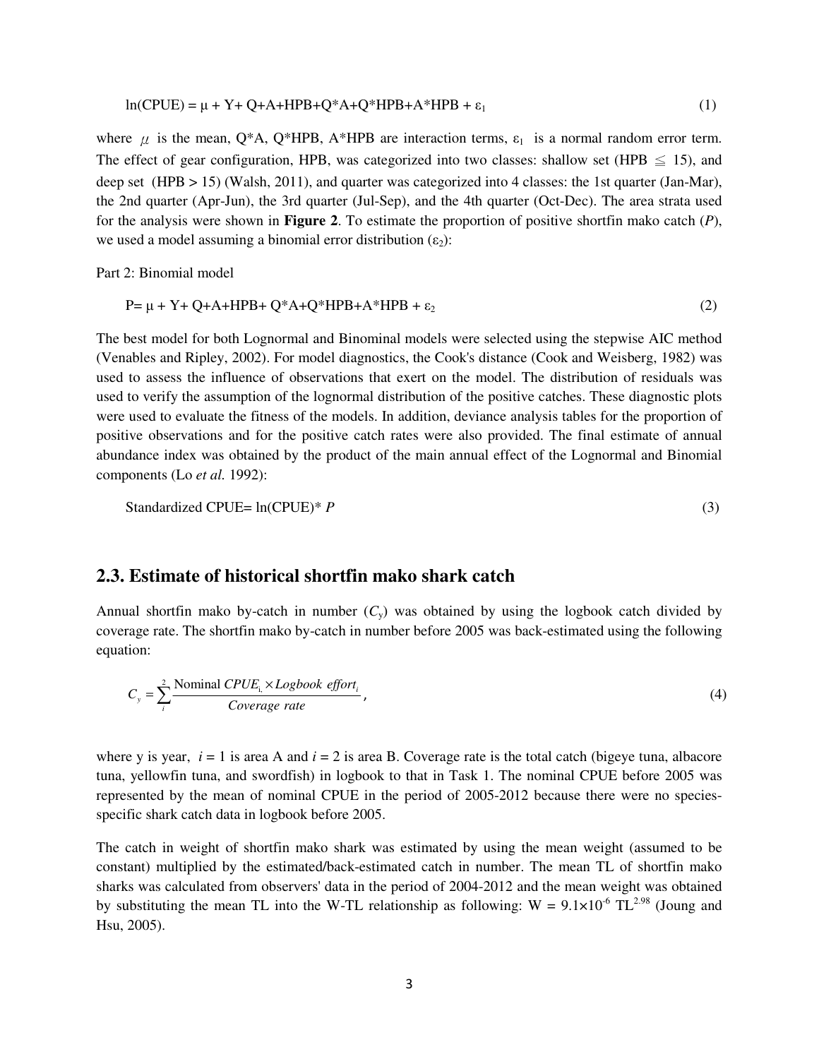$$\ln(CPUE) = \mu + Y + Q + A + HPB + Q*A + Q*HPB + A*HPB + \varepsilon_1 \tag{1}$$

where $\mu$ is the mean, Q*A, Q*HPB, A*HPB are interaction terms, $\varepsilon_1$ is a normal random error term. The effect of gear configuration, HPB, was categorized into two classes: shallow set (HPB $\leqq$ 15), and deep set (HPB > 15) (Walsh, 2011), and quarter was categorized into 4 classes: the 1st quarter (Jan-Mar), the 2nd quarter (Apr-Jun), the 3rd quarter (Jul-Sep), and the 4th quarter (Oct-Dec). The area strata used for the analysis were shown in **Figure 2**. To estimate the proportion of positive shortfin mako catch (*P*), we used a model assuming a binomial error distribution ($\varepsilon_2$):

Part 2: Binomial model

$$P = \mu + Y + Q + A + HPB + Q*A + Q*HPB + A*HPB + \varepsilon_2 \tag{2}$$

The best model for both Lognormal and Binominal models were selected using the stepwise AIC method (Venables and Ripley, 2002). For model diagnostics, the Cook's distance (Cook and Weisberg, 1982) was used to assess the influence of observations that exert on the model. The distribution of residuals was used to verify the assumption of the lognormal distribution of the positive catches. These diagnostic plots were used to evaluate the fitness of the models. In addition, deviance analysis tables for the proportion of positive observations and for the positive catch rates were also provided. The final estimate of annual abundance index was obtained by the product of the main annual effect of the Lognormal and Binomial components (Lo *et al.* 1992):

$$\text{Standardized CPUE} = \ln(CPUE) * P \tag{3}$$

## 2.3. Estimate of historical shortfin mako shark catch

Annual shortfin mako by-catch in number ($C_y$) was obtained by using the logbook catch divided by coverage rate. The shortfin mako by-catch in number before 2005 was back-estimated using the following equation:

$$C_y = \sum_{i}^{2} \frac{\text{Nominal } CPUE_{i,} \times Logbook\ effort_i}{Coverage\ rate}, \tag{4}$$

where y is year, $i = 1$ is area A and $i = 2$ is area B. Coverage rate is the total catch (bigeye tuna, albacore tuna, yellowfin tuna, and swordfish) in logbook to that in Task 1. The nominal CPUE before 2005 was represented by the mean of nominal CPUE in the period of 2005-2012 because there were no species-specific shark catch data in logbook before 2005.

The catch in weight of shortfin mako shark was estimated by using the mean weight (assumed to be constant) multiplied by the estimated/back-estimated catch in number. The mean TL of shortfin mako sharks was calculated from observers' data in the period of 2004-2012 and the mean weight was obtained by substituting the mean TL into the W-TL relationship as following: $W = 9.1\times10^{-6}\ TL^{2.98}$ (Joung and Hsu, 2005).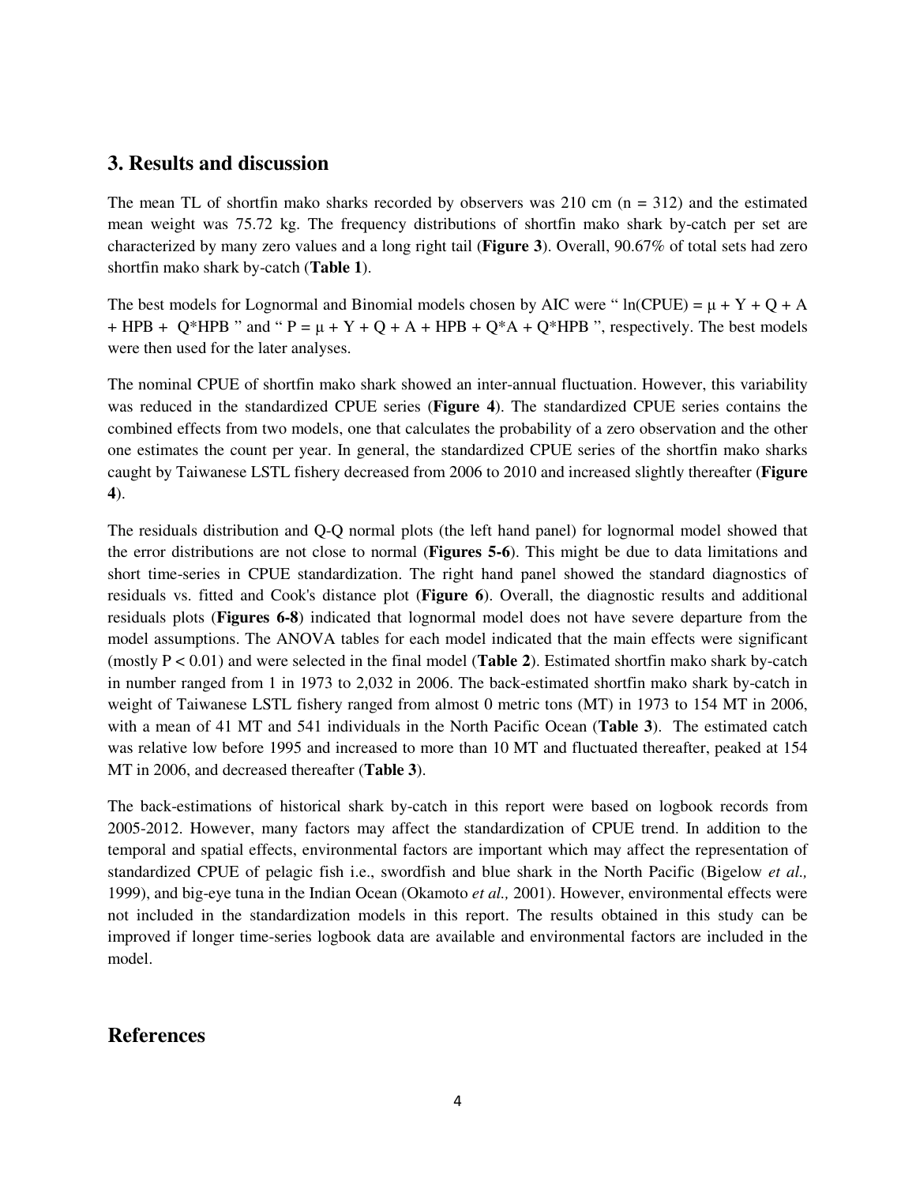## 3. Results and discussion

The mean TL of shortfin mako sharks recorded by observers was 210 cm ($n = 312$) and the estimated mean weight was 75.72 kg. The frequency distributions of shortfin mako shark by-catch per set are characterized by many zero values and a long right tail (**Figure 3**). Overall, 90.67% of total sets had zero shortfin mako shark by-catch (**Table 1**).

The best models for Lognormal and Binomial models chosen by AIC were " $\ln(CPUE) = \mu + Y + Q + A + HPB + Q*HPB$ " and " $P = \mu + Y + Q + A + HPB + Q*A + Q*HPB$ ", respectively. The best models were then used for the later analyses.

The nominal CPUE of shortfin mako shark showed an inter-annual fluctuation. However, this variability was reduced in the standardized CPUE series (**Figure 4**). The standardized CPUE series contains the combined effects from two models, one that calculates the probability of a zero observation and the other one estimates the count per year. In general, the standardized CPUE series of the shortfin mako sharks caught by Taiwanese LSTL fishery decreased from 2006 to 2010 and increased slightly thereafter (**Figure 4**).

The residuals distribution and Q-Q normal plots (the left hand panel) for lognormal model showed that the error distributions are not close to normal (**Figures 5-6**). This might be due to data limitations and short time-series in CPUE standardization. The right hand panel showed the standard diagnostics of residuals vs. fitted and Cook's distance plot (**Figure 6**). Overall, the diagnostic results and additional residuals plots (**Figures 6-8**) indicated that lognormal model does not have severe departure from the model assumptions. The ANOVA tables for each model indicated that the main effects were significant (mostly $P < 0.01$) and were selected in the final model (**Table 2**). Estimated shortfin mako shark by-catch in number ranged from 1 in 1973 to 2,032 in 2006. The back-estimated shortfin mako shark by-catch in weight of Taiwanese LSTL fishery ranged from almost 0 metric tons (MT) in 1973 to 154 MT in 2006, with a mean of 41 MT and 541 individuals in the North Pacific Ocean (**Table 3**). The estimated catch was relative low before 1995 and increased to more than 10 MT and fluctuated thereafter, peaked at 154 MT in 2006, and decreased thereafter (**Table 3**).

The back-estimations of historical shark by-catch in this report were based on logbook records from 2005-2012. However, many factors may affect the standardization of CPUE trend. In addition to the temporal and spatial effects, environmental factors are important which may affect the representation of standardized CPUE of pelagic fish i.e., swordfish and blue shark in the North Pacific (Bigelow *et al.,* 1999), and big-eye tuna in the Indian Ocean (Okamoto *et al.,* 2001). However, environmental effects were not included in the standardization models in this report. The results obtained in this study can be improved if longer time-series logbook data are available and environmental factors are included in the model.

## References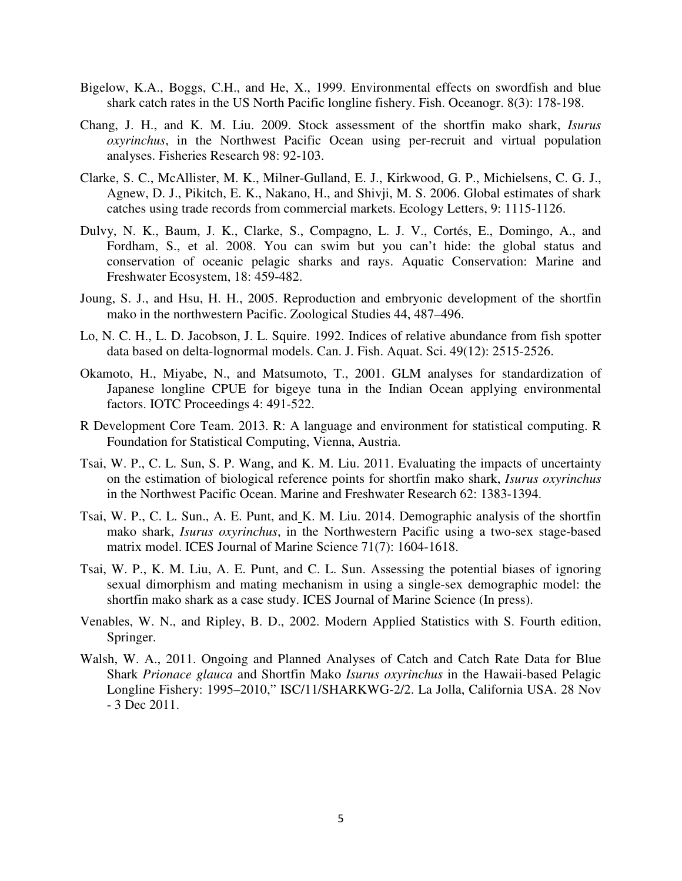Bigelow, K.A., Boggs, C.H., and He, X., 1999. Environmental effects on swordfish and blue shark catch rates in the US North Pacific longline fishery. Fish. Oceanogr. 8(3): 178-198.

Chang, J. H., and K. M. Liu. 2009. Stock assessment of the shortfin mako shark, *Isurus oxyrinchus*, in the Northwest Pacific Ocean using per-recruit and virtual population analyses. Fisheries Research 98: 92-103.

Clarke, S. C., McAllister, M. K., Milner-Gulland, E. J., Kirkwood, G. P., Michielsens, C. G. J., Agnew, D. J., Pikitch, E. K., Nakano, H., and Shivji, M. S. 2006. Global estimates of shark catches using trade records from commercial markets. Ecology Letters, 9: 1115-1126.

Dulvy, N. K., Baum, J. K., Clarke, S., Compagno, L. J. V., Cortés, E., Domingo, A., and Fordham, S., et al. 2008. You can swim but you can't hide: the global status and conservation of oceanic pelagic sharks and rays. Aquatic Conservation: Marine and Freshwater Ecosystem, 18: 459-482.

Joung, S. J., and Hsu, H. H., 2005. Reproduction and embryonic development of the shortfin mako in the northwestern Pacific. Zoological Studies 44, 487–496.

Lo, N. C. H., L. D. Jacobson, J. L. Squire. 1992. Indices of relative abundance from fish spotter data based on delta-lognormal models. Can. J. Fish. Aquat. Sci. 49(12): 2515-2526.

Okamoto, H., Miyabe, N., and Matsumoto, T., 2001. GLM analyses for standardization of Japanese longline CPUE for bigeye tuna in the Indian Ocean applying environmental factors. IOTC Proceedings 4: 491-522.

R Development Core Team. 2013. R: A language and environment for statistical computing. R Foundation for Statistical Computing, Vienna, Austria.

Tsai, W. P., C. L. Sun, S. P. Wang, and K. M. Liu. 2011. Evaluating the impacts of uncertainty on the estimation of biological reference points for shortfin mako shark, *Isurus oxyrinchus* in the Northwest Pacific Ocean. Marine and Freshwater Research 62: 1383-1394.

Tsai, W. P., C. L. Sun., A. E. Punt, and K. M. Liu. 2014. Demographic analysis of the shortfin mako shark, *Isurus oxyrinchus*, in the Northwestern Pacific using a two-sex stage-based matrix model. ICES Journal of Marine Science 71(7): 1604-1618.

Tsai, W. P., K. M. Liu, A. E. Punt, and C. L. Sun. Assessing the potential biases of ignoring sexual dimorphism and mating mechanism in using a single-sex demographic model: the shortfin mako shark as a case study. ICES Journal of Marine Science (In press).

Venables, W. N., and Ripley, B. D., 2002. Modern Applied Statistics with S. Fourth edition, Springer.

Walsh, W. A., 2011. Ongoing and Planned Analyses of Catch and Catch Rate Data for Blue Shark *Prionace glauca* and Shortfin Mako *Isurus oxyrinchus* in the Hawaii-based Pelagic Longline Fishery: 1995–2010," ISC/11/SHARKWG-2/2. La Jolla, California USA. 28 Nov - 3 Dec 2011.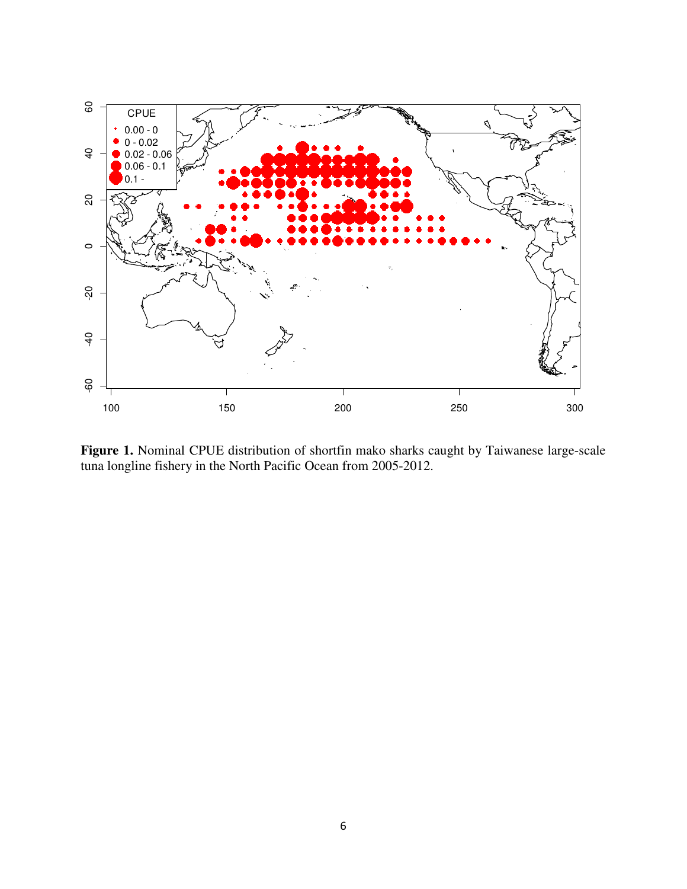**Figure 1.** Nominal CPUE distribution of shortfin mako sharks caught by Taiwanese large-scale tuna longline fishery in the North Pacific Ocean from 2005-2012.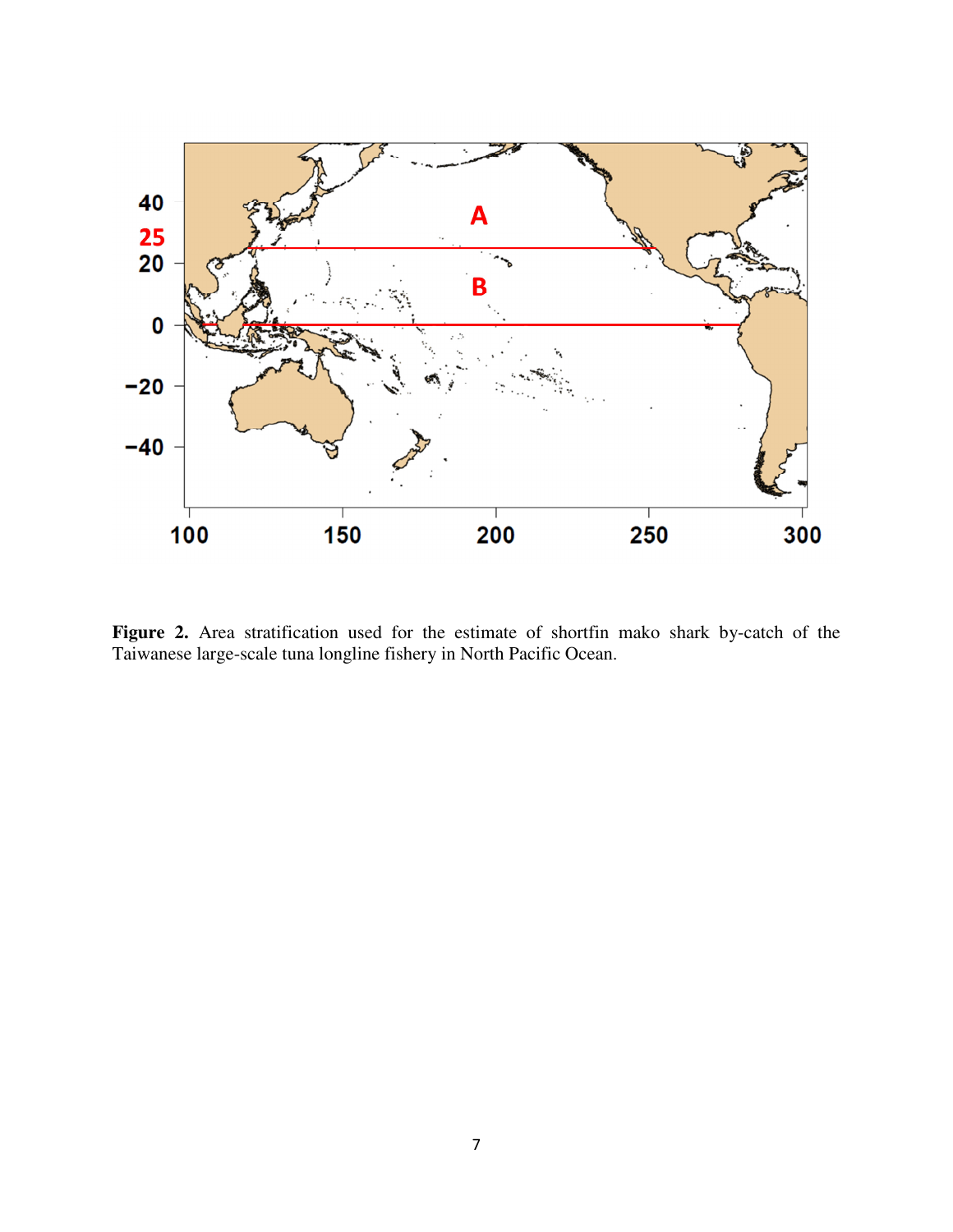**Figure 2.** Area stratification used for the estimate of shortfin mako shark by-catch of the Taiwanese large-scale tuna longline fishery in North Pacific Ocean.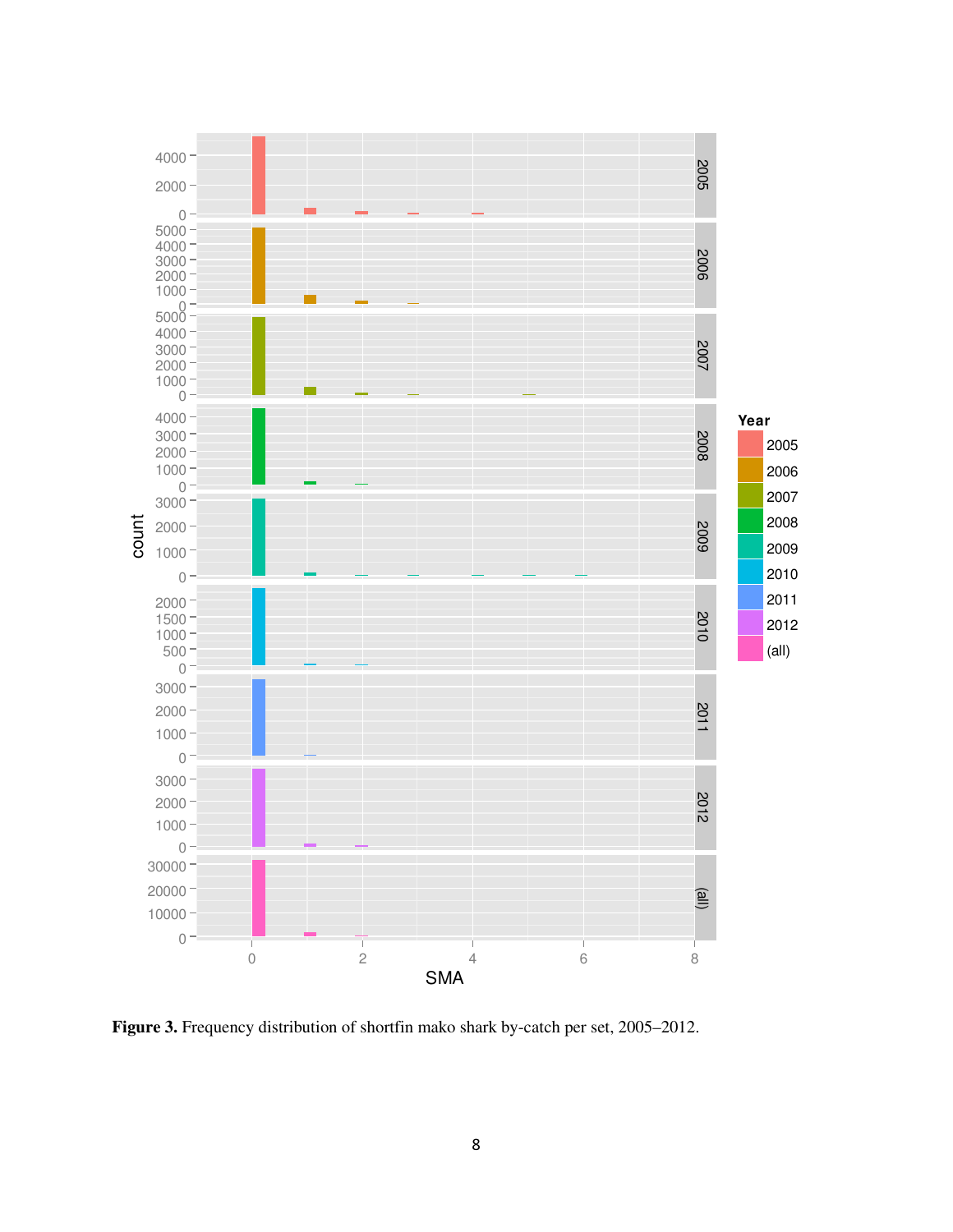**Figure 3.** Frequency distribution of shortfin mako shark by-catch per set, 2005–2012.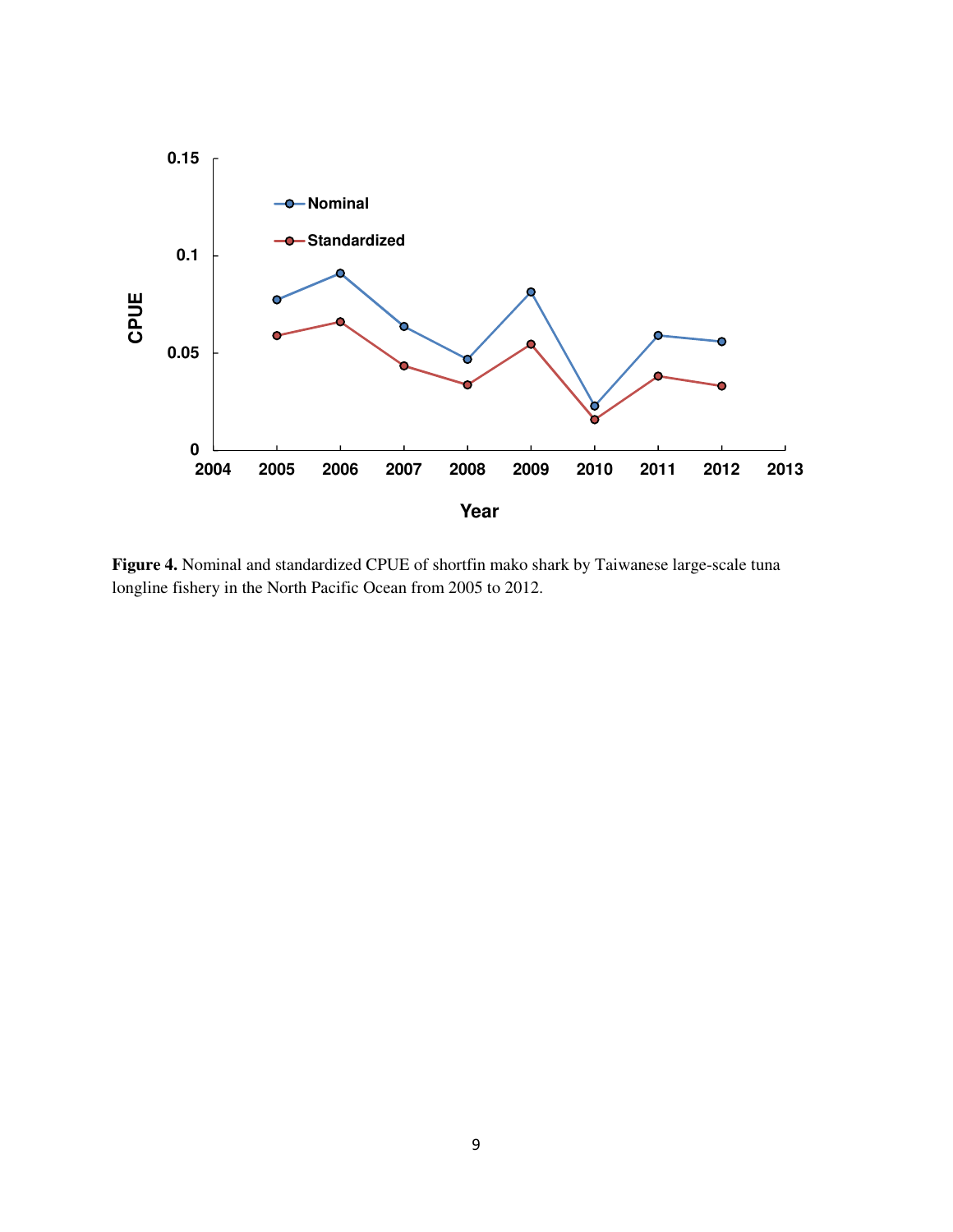**Figure 4.** Nominal and standardized CPUE of shortfin mako shark by Taiwanese large-scale tuna longline fishery in the North Pacific Ocean from 2005 to 2012.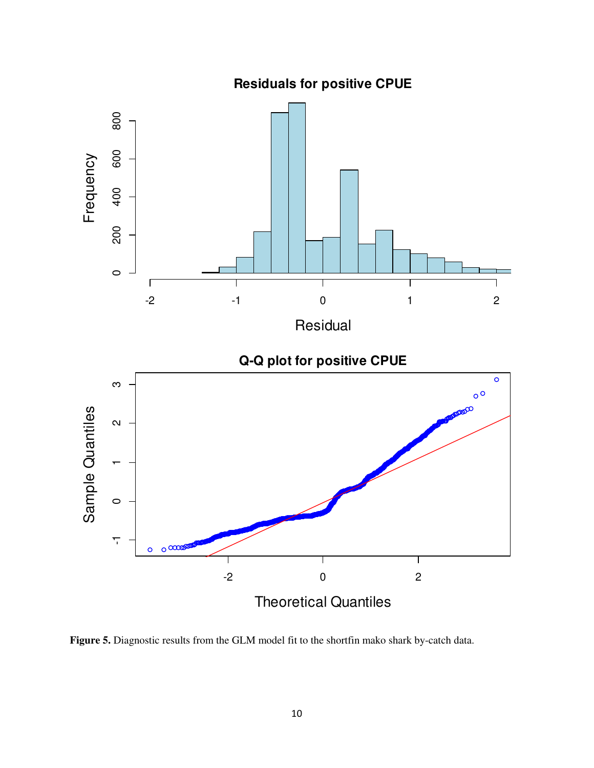**Figure 5.** Diagnostic results from the GLM model fit to the shortfin mako shark by-catch data.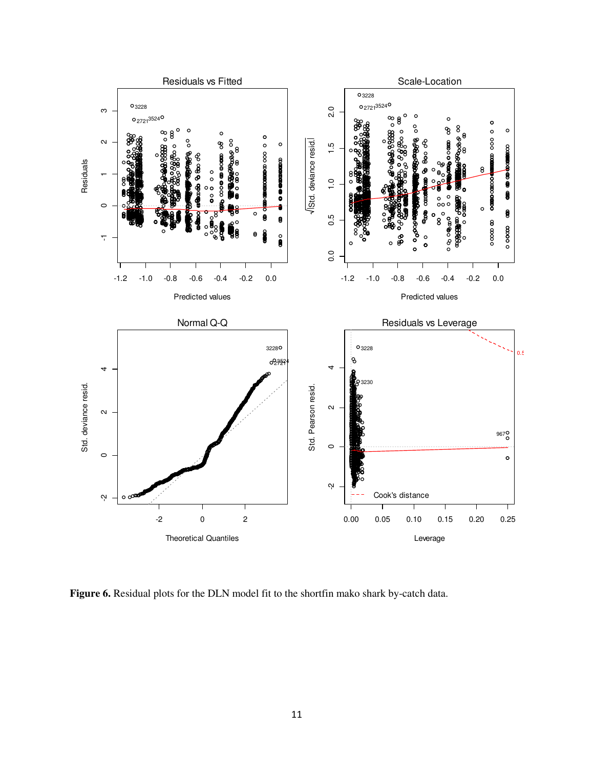**Figure 6.** Residual plots for the DLN model fit to the shortfin mako shark by-catch data.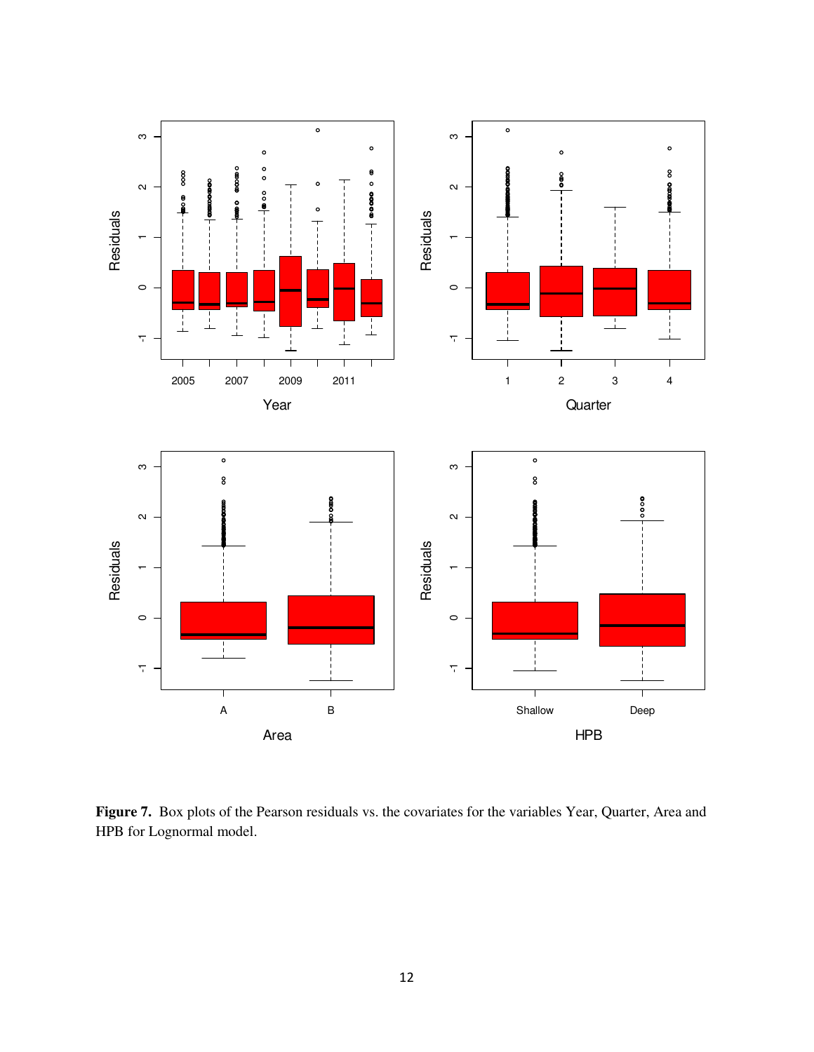**Figure 7.** Box plots of the Pearson residuals vs. the covariates for the variables Year, Quarter, Area and HPB for Lognormal model.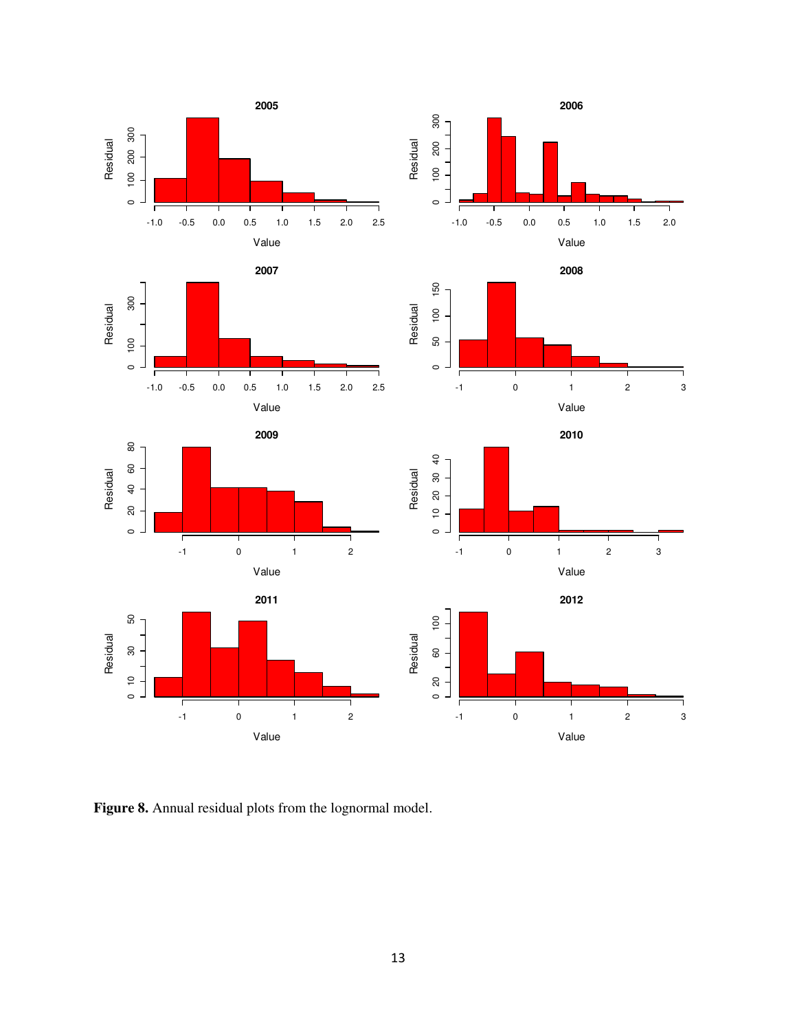**Figure 8.** Annual residual plots from the lognormal model.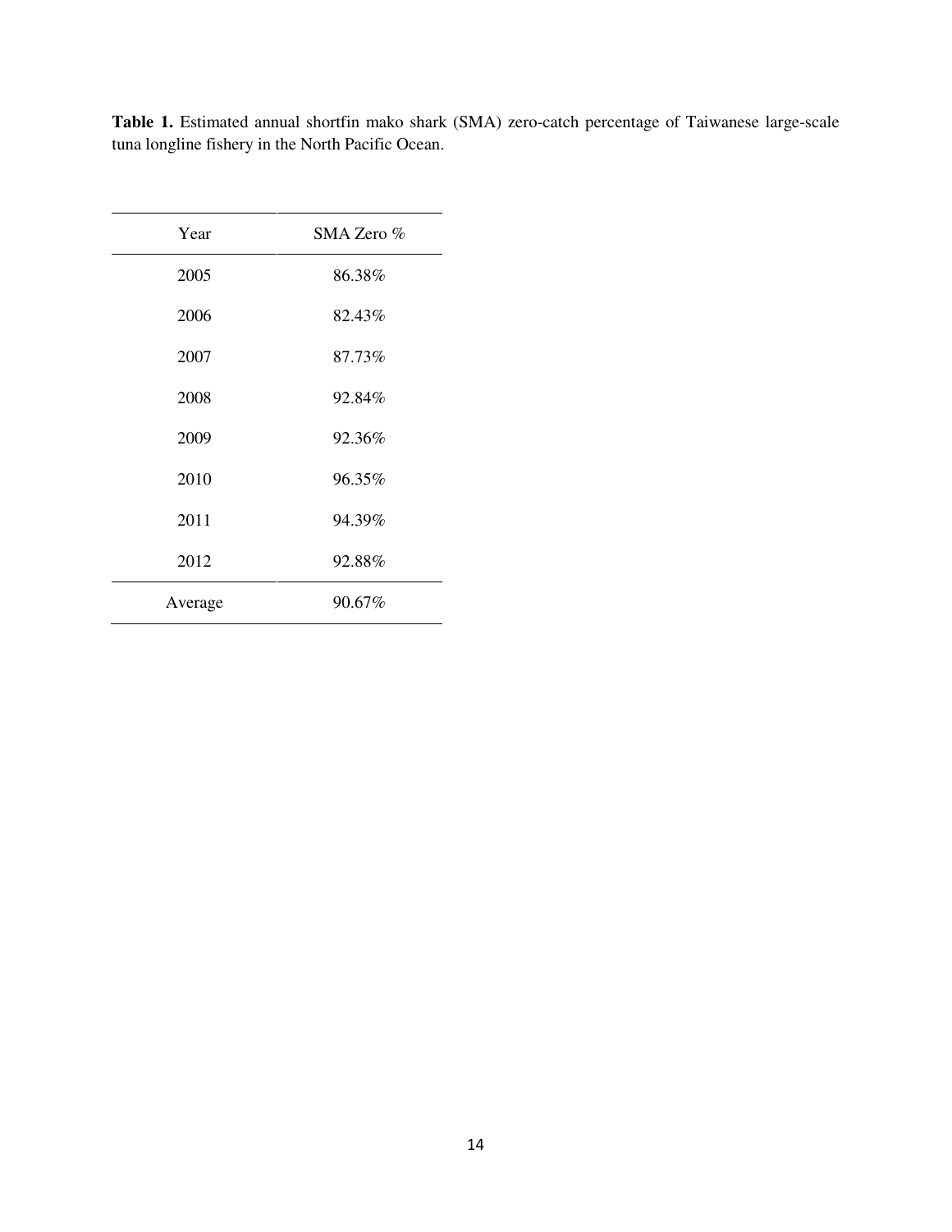**Table 1.** Estimated annual shortfin mako shark (SMA) zero-catch percentage of Taiwanese large-scale tuna longline fishery in the North Pacific Ocean.

| Year | SMA Zero % |
|---|---|
| 2005 | 86.38% |
| 2006 | 82.43% |
| 2007 | 87.73% |
| 2008 | 92.84% |
| 2009 | 92.36% |
| 2010 | 96.35% |
| 2011 | 94.39% |
| 2012 | 92.88% |
| Average | 90.67% |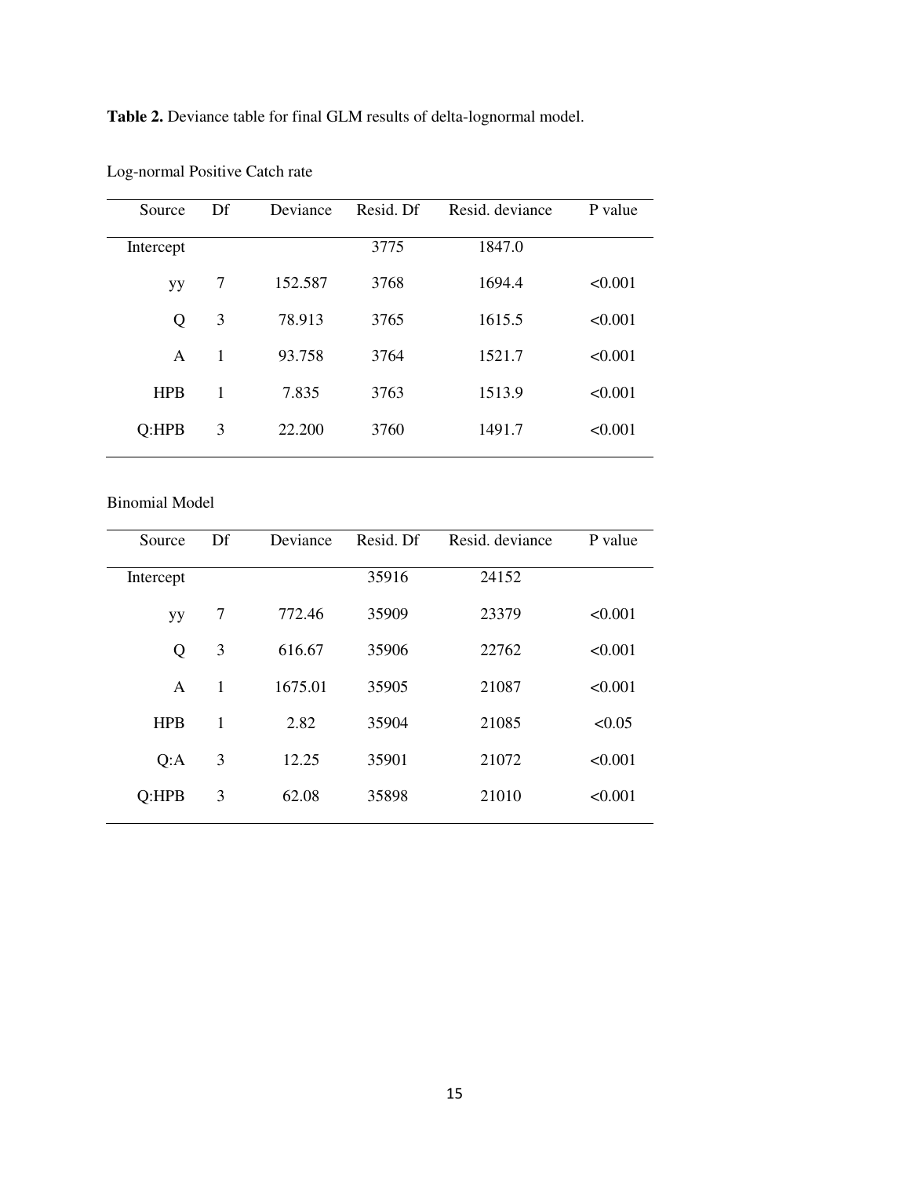**Table 2.** Deviance table for final GLM results of delta-lognormal model.

Log-normal Positive Catch rate

| Source | Df | Deviance | Resid. Df | Resid. deviance | P value |
|---|---|---|---|---|---|
| Intercept | | | 3775 | 1847.0 | |
| yy | 7 | 152.587 | 3768 | 1694.4 | <0.001 |
| Q | 3 | 78.913 | 3765 | 1615.5 | <0.001 |
| A | 1 | 93.758 | 3764 | 1521.7 | <0.001 |
| HPB | 1 | 7.835 | 3763 | 1513.9 | <0.001 |
| Q:HPB | 3 | 22.200 | 3760 | 1491.7 | <0.001 |

Binomial Model

| Source | Df | Deviance | Resid. Df | Resid. deviance | P value |
|---|---|---|---|---|---|
| Intercept | | | 35916 | 24152 | |
| yy | 7 | 772.46 | 35909 | 23379 | <0.001 |
| Q | 3 | 616.67 | 35906 | 22762 | <0.001 |
| A | 1 | 1675.01 | 35905 | 21087 | <0.001 |
| HPB | 1 | 2.82 | 35904 | 21085 | <0.05 |
| Q:A | 3 | 12.25 | 35901 | 21072 | <0.001 |
| Q:HPB | 3 | 62.08 | 35898 | 21010 | <0.001 |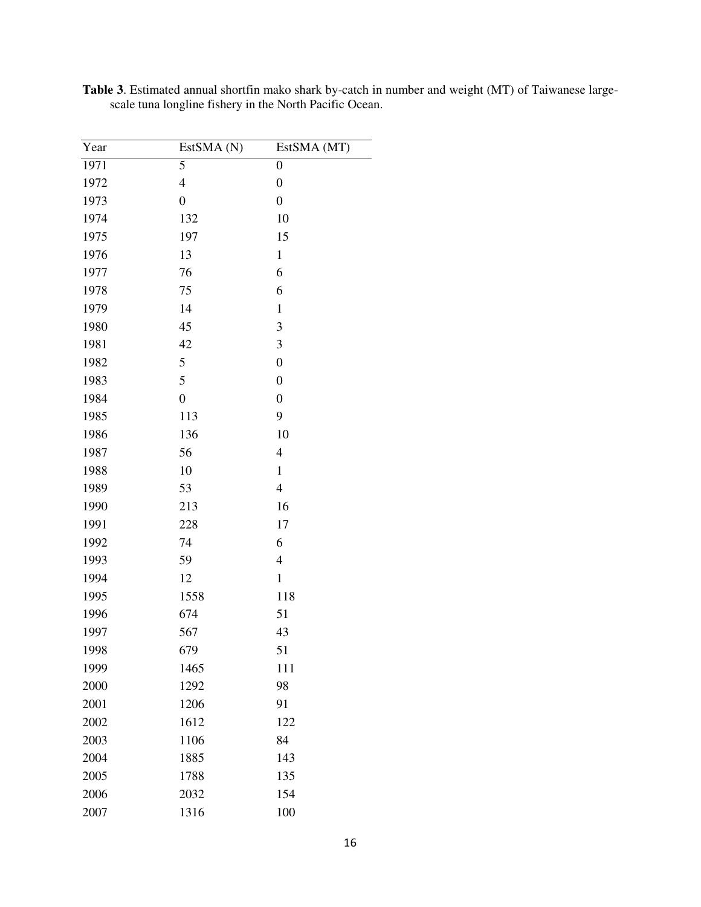**Table 3**. Estimated annual shortfin mako shark by-catch in number and weight (MT) of Taiwanese large-scale tuna longline fishery in the North Pacific Ocean.

| Year | EstSMA (N) | EstSMA (MT) |
|---|---|---|
| 1971 | 5 | 0 |
| 1972 | 4 | 0 |
| 1973 | 0 | 0 |
| 1974 | 132 | 10 |
| 1975 | 197 | 15 |
| 1976 | 13 | 1 |
| 1977 | 76 | 6 |
| 1978 | 75 | 6 |
| 1979 | 14 | 1 |
| 1980 | 45 | 3 |
| 1981 | 42 | 3 |
| 1982 | 5 | 0 |
| 1983 | 5 | 0 |
| 1984 | 0 | 0 |
| 1985 | 113 | 9 |
| 1986 | 136 | 10 |
| 1987 | 56 | 4 |
| 1988 | 10 | 1 |
| 1989 | 53 | 4 |
| 1990 | 213 | 16 |
| 1991 | 228 | 17 |
| 1992 | 74 | 6 |
| 1993 | 59 | 4 |
| 1994 | 12 | 1 |
| 1995 | 1558 | 118 |
| 1996 | 674 | 51 |
| 1997 | 567 | 43 |
| 1998 | 679 | 51 |
| 1999 | 1465 | 111 |
| 2000 | 1292 | 98 |
| 2001 | 1206 | 91 |
| 2002 | 1612 | 122 |
| 2003 | 1106 | 84 |
| 2004 | 1885 | 143 |
| 2005 | 1788 | 135 |
| 2006 | 2032 | 154 |
| 2007 | 1316 | 100 |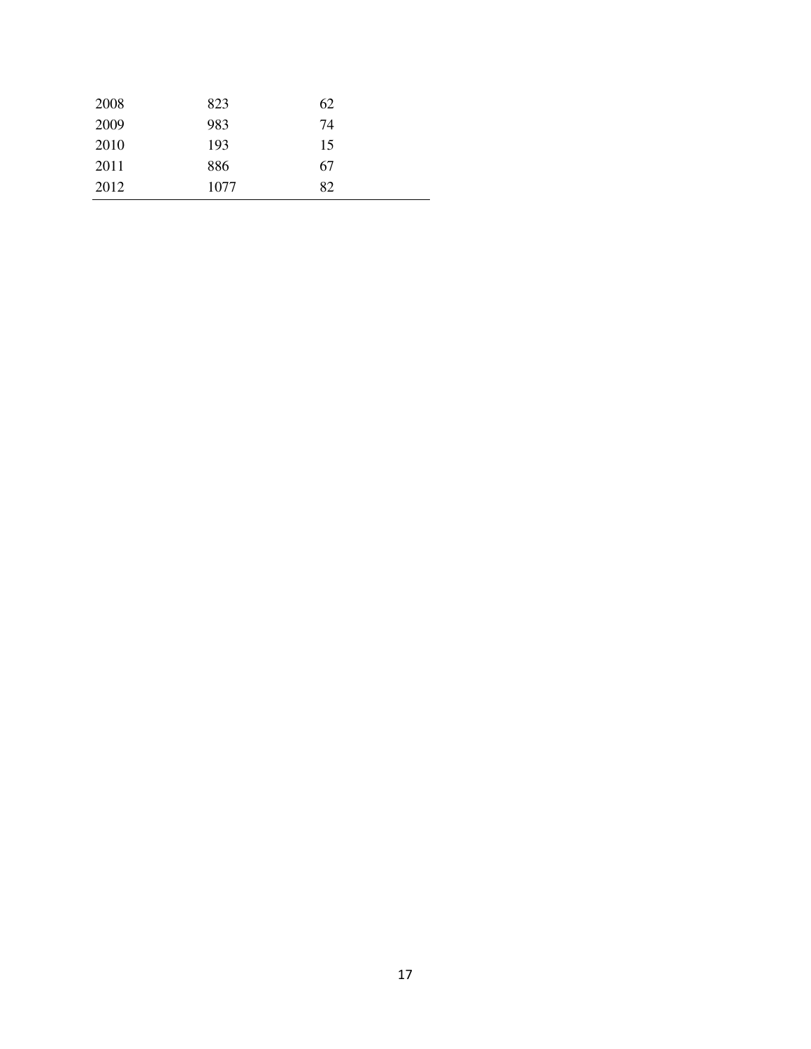| | | |
|---|---|---|
| 2008 | 823 | 62 |
| 2009 | 983 | 74 |
| 2010 | 193 | 15 |
| 2011 | 886 | 67 |
| 2012 | 1077 | 82 |